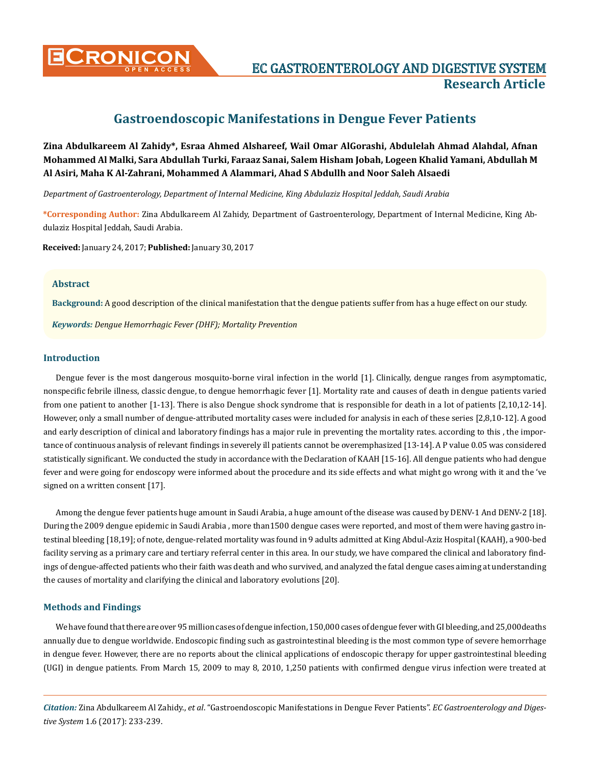# Gastroendoscopic Manifestations in Dengue Fever Patients

**Zina Abdulkareem Al Zahidy\*, Esraa Ahmed Alshareef, Wail Omar AlGorashi, Abdulelah Ahmad Alahdal, Afnan Mohammed Al Malki, Sara Abdullah Turki, Faraaz Sanai, Salem Hisham Jobah, Logeen Khalid Yamani, Abdullah M Al Asiri, Maha K Al-Zahrani, Mohammed A Alammari, Ahad S Abdullh and Noor Saleh Alsaedi**

*Department of Gastroenterology, Department of Internal Medicine, King Abdulaziz Hospital Jeddah, Saudi Arabia*

**\*Corresponding Author:** Zina Abdulkareem Al Zahidy, Department of Gastroenterology, Department of Internal Medicine, King Abdulaziz Hospital Jeddah, Saudi Arabia.

**Received:** January 24, 2017; **Published:** January 30, 2017

### Abstract

**Background:** A good description of the clinical manifestation that the dengue patients suffer from has a huge effect on our study.

***Keywords:*** *Dengue Hemorrhagic Fever (DHF); Mortality Prevention*

## Introduction

Dengue fever is the most dangerous mosquito-borne viral infection in the world [1]. Clinically, dengue ranges from asymptomatic, nonspecific febrile illness, classic dengue, to dengue hemorrhagic fever [1]. Mortality rate and causes of death in dengue patients varied from one patient to another [1-13]. There is also Dengue shock syndrome that is responsible for death in a lot of patients [2,10,12-14]. However, only a small number of dengue-attributed mortality cases were included for analysis in each of these series [2,8,10-12]. A good and early description of clinical and laboratory findings has a major rule in preventing the mortality rates. according to this , the importance of continuous analysis of relevant findings in severely ill patients cannot be overemphasized [13-14]. A P value 0.05 was considered statistically significant. We conducted the study in accordance with the Declaration of KAAH [15-16]. All dengue patients who had dengue fever and were going for endoscopy were informed about the procedure and its side effects and what might go wrong with it and the 've signed on a written consent [17].

Among the dengue fever patients huge amount in Saudi Arabia, a huge amount of the disease was caused by DENV-1 And DENV-2 [18]. During the 2009 dengue epidemic in Saudi Arabia , more than1500 dengue cases were reported, and most of them were having gastro intestinal bleeding [18,19]; of note, dengue-related mortality was found in 9 adults admitted at King Abdul-Aziz Hospital (KAAH), a 900-bed facility serving as a primary care and tertiary referral center in this area. In our study, we have compared the clinical and laboratory findings of dengue-affected patients who their faith was death and who survived, and analyzed the fatal dengue cases aiming at understanding the causes of mortality and clarifying the clinical and laboratory evolutions [20].

## Methods and Findings

We have found that there are over 95 million cases of dengue infection, 150,000 cases of dengue fever with GI bleeding, and 25,000 deaths annually due to dengue worldwide. Endoscopic finding such as gastrointestinal bleeding is the most common type of severe hemorrhage in dengue fever. However, there are no reports about the clinical applications of endoscopic therapy for upper gastrointestinal bleeding (UGI) in dengue patients. From March 15, 2009 to may 8, 2010, 1,250 patients with confirmed dengue virus infection were treated at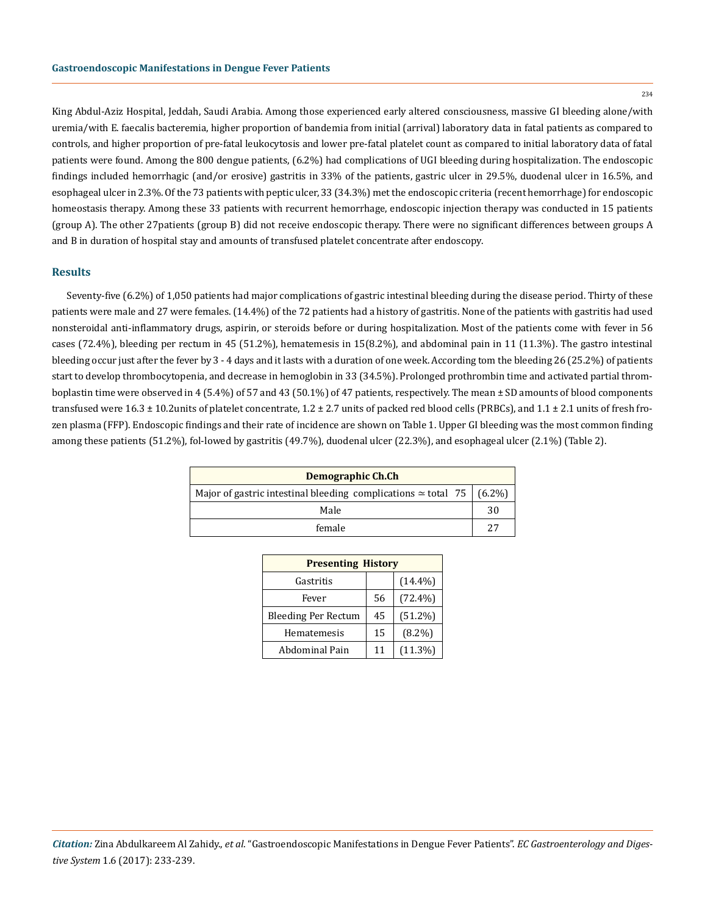King Abdul-Aziz Hospital, Jeddah, Saudi Arabia. Among those experienced early altered consciousness, massive GI bleeding alone/with uremia/with E. faecalis bacteremia, higher proportion of bandemia from initial (arrival) laboratory data in fatal patients as compared to controls, and higher proportion of pre-fatal leukocytosis and lower pre-fatal platelet count as compared to initial laboratory data of fatal patients were found. Among the 800 dengue patients, (6.2%) had complications of UGI bleeding during hospitalization. The endoscopic findings included hemorrhagic (and/or erosive) gastritis in 33% of the patients, gastric ulcer in 29.5%, duodenal ulcer in 16.5%, and esophageal ulcer in 2.3%. Of the 73 patients with peptic ulcer, 33 (34.3%) met the endoscopic criteria (recent hemorrhage) for endoscopic homeostasis therapy. Among these 33 patients with recurrent hemorrhage, endoscopic injection therapy was conducted in 15 patients (group A). The other 27patients (group B) did not receive endoscopic therapy. There were no significant differences between groups A and B in duration of hospital stay and amounts of transfused platelet concentrate after endoscopy.

## Results

Seventy-five (6.2%) of 1,050 patients had major complications of gastric intestinal bleeding during the disease period. Thirty of these patients were male and 27 were females. (14.4%) of the 72 patients had a history of gastritis. None of the patients with gastritis had used nonsteroidal anti-inflammatory drugs, aspirin, or steroids before or during hospitalization. Most of the patients come with fever in 56 cases (72.4%), bleeding per rectum in 45 (51.2%), hematemesis in 15(8.2%), and abdominal pain in 11 (11.3%). The gastro intestinal bleeding occur just after the fever by 3 - 4 days and it lasts with a duration of one week. According tom the bleeding 26 (25.2%) of patients start to develop thrombocytopenia, and decrease in hemoglobin in 33 (34.5%). Prolonged prothrombin time and activated partial thromboplastin time were observed in 4 (5.4%) of 57 and 43 (50.1%) of 47 patients, respectively. The mean ± SD amounts of blood components transfused were 16.3 ± 10.2units of platelet concentrate, 1.2 ± 2.7 units of packed red blood cells (PRBCs), and 1.1 ± 2.1 units of fresh frozen plasma (FFP). Endoscopic findings and their rate of incidence are shown on Table 1. Upper GI bleeding was the most common finding among these patients (51.2%), fol-lowed by gastritis (49.7%), duodenal ulcer (22.3%), and esophageal ulcer (2.1%) (Table 2).

| Demographic Ch.Ch | |
|---|---|
| Major of gastric intestinal bleeding complications ≃ total 75 | (6.2%) |
| Male | 30 |
| female | 27 |

| Presenting History | | |
|---|---|---|
| Gastritis | | (14.4%) |
| Fever | 56 | (72.4%) |
| Bleeding Per Rectum | 45 | (51.2%) |
| Hematemesis | 15 | (8.2%) |
| Abdominal Pain | 11 | (11.3%) |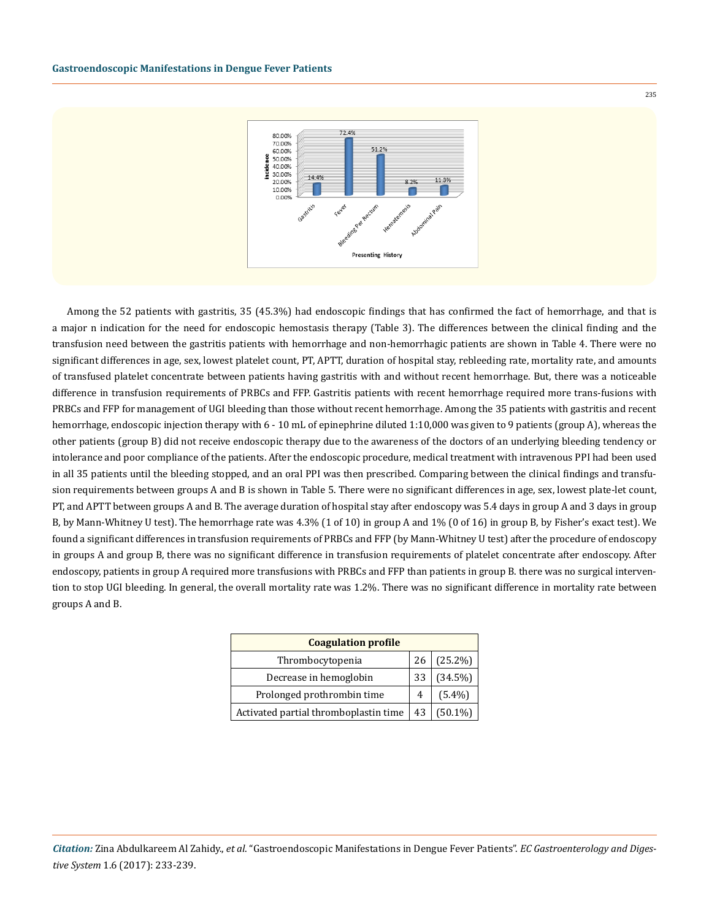Among the 52 patients with gastritis, 35 (45.3%) had endoscopic findings that has confirmed the fact of hemorrhage, and that is a major n indication for the need for endoscopic hemostasis therapy (Table 3). The differences between the clinical finding and the transfusion need between the gastritis patients with hemorrhage and non-hemorrhagic patients are shown in Table 4. There were no significant differences in age, sex, lowest platelet count, PT, APTT, duration of hospital stay, rebleeding rate, mortality rate, and amounts of transfused platelet concentrate between patients having gastritis with and without recent hemorrhage. But, there was a noticeable difference in transfusion requirements of PRBCs and FFP. Gastritis patients with recent hemorrhage required more trans-fusions with PRBCs and FFP for management of UGI bleeding than those without recent hemorrhage. Among the 35 patients with gastritis and recent hemorrhage, endoscopic injection therapy with 6 - 10 mL of epinephrine diluted 1:10,000 was given to 9 patients (group A), whereas the other patients (group B) did not receive endoscopic therapy due to the awareness of the doctors of an underlying bleeding tendency or intolerance and poor compliance of the patients. After the endoscopic procedure, medical treatment with intravenous PPI had been used in all 35 patients until the bleeding stopped, and an oral PPI was then prescribed. Comparing between the clinical findings and transfusion requirements between groups A and B is shown in Table 5. There were no significant differences in age, sex, lowest plate-let count, PT, and APTT between groups A and B. The average duration of hospital stay after endoscopy was 5.4 days in group A and 3 days in group B, by Mann-Whitney U test). The hemorrhage rate was 4.3% (1 of 10) in group A and 1% (0 of 16) in group B, by Fisher's exact test). We found a significant differences in transfusion requirements of PRBCs and FFP (by Mann-Whitney U test) after the procedure of endoscopy in groups A and group B, there was no significant difference in transfusion requirements of platelet concentrate after endoscopy. After endoscopy, patients in group A required more transfusions with PRBCs and FFP than patients in group B. there was no surgical intervention to stop UGI bleeding. In general, the overall mortality rate was 1.2%. There was no significant difference in mortality rate between groups A and B.

| Coagulation profile | | |
|---|---|---|
| Thrombocytopenia | 26 | (25.2%) |
| Decrease in hemoglobin | 33 | (34.5%) |
| Prolonged prothrombin time | 4 | (5.4%) |
| Activated partial thromboplastin time | 43 | (50.1%) |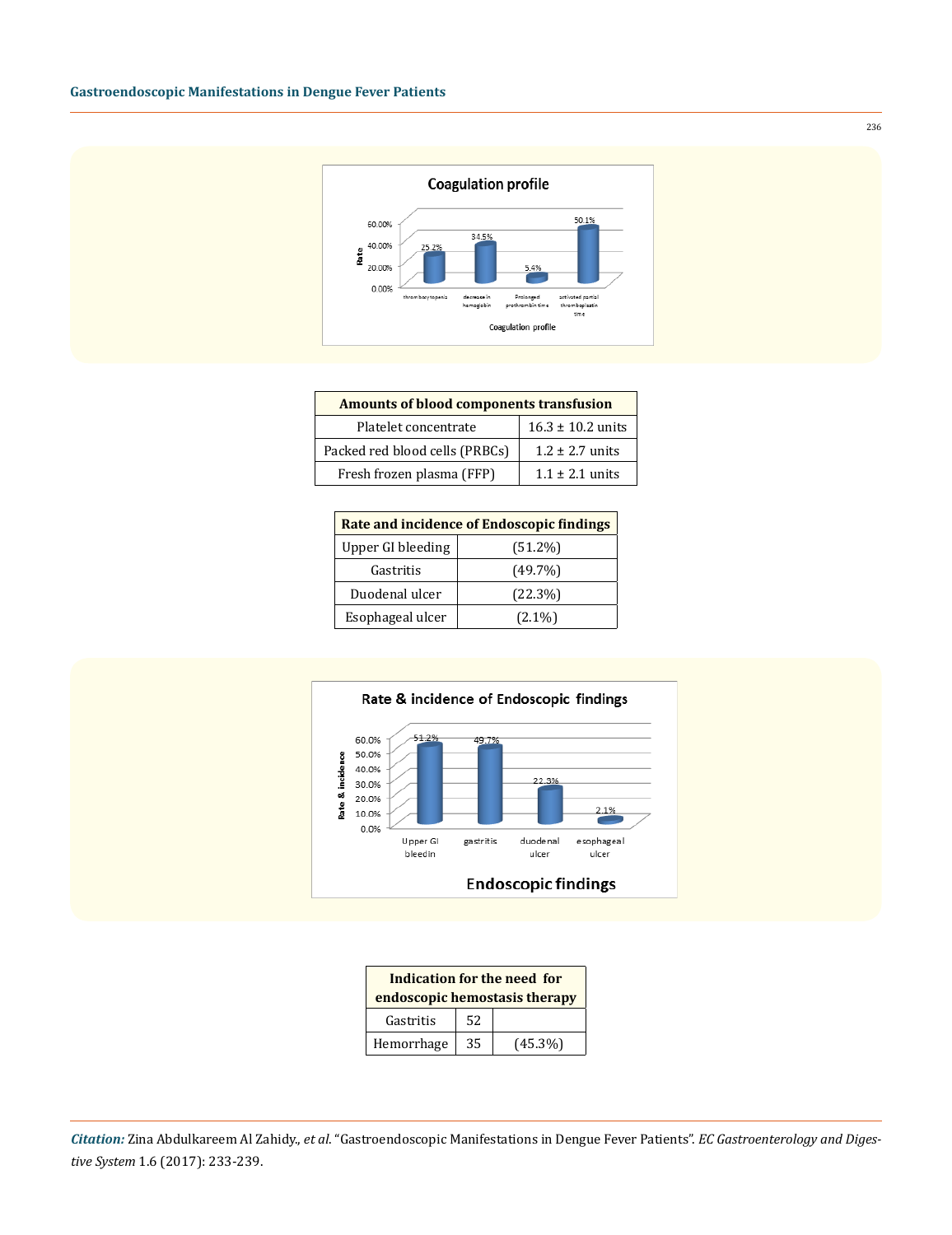| Amounts of blood components transfusion | |
|---|---|
| Platelet concentrate | 16.3 ± 10.2 units |
| Packed red blood cells (PRBCs) | 1.2 ± 2.7 units |
| Fresh frozen plasma (FFP) | 1.1 ± 2.1 units |

| Rate and incidence of Endoscopic findings | |
|---|---|
| Upper GI bleeding | (51.2%) |
| Gastritis | (49.7%) |
| Duodenal ulcer | (22.3%) |
| Esophageal ulcer | (2.1%) |

| Indication for the need for endoscopic hemostasis therapy | | |
|---|---|---|
| Gastritis | 52 | |
| Hemorrhage | 35 | (45.3%) |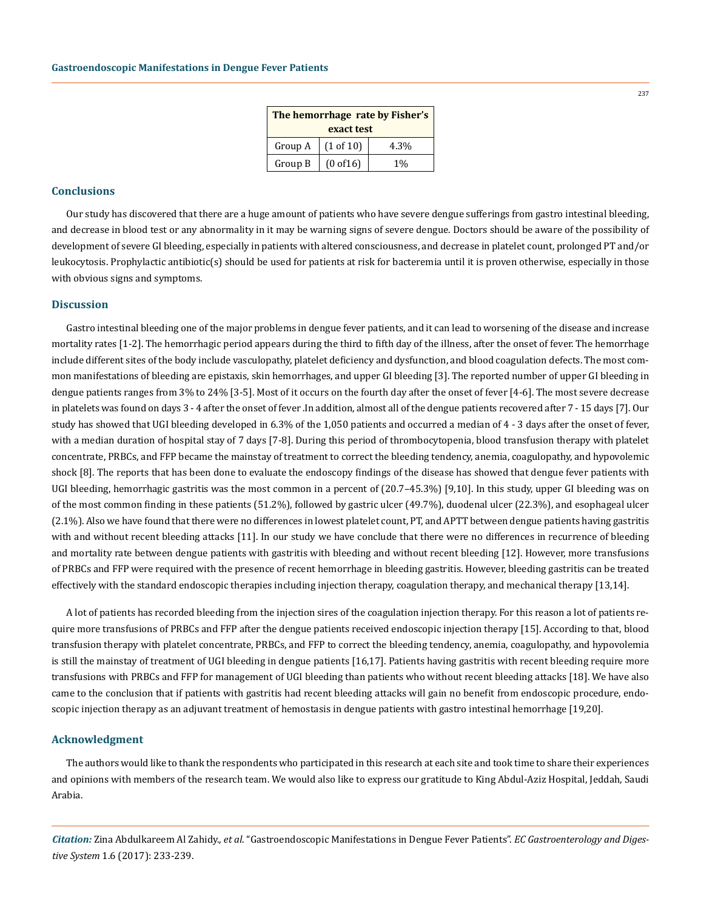| The hemorrhage rate by Fisher's exact test | | |
|---|---|---|
| Group A | (1 of 10) | 4.3% |
| Group B | (0 of16) | 1% |

## Conclusions

Our study has discovered that there are a huge amount of patients who have severe dengue sufferings from gastro intestinal bleeding, and decrease in blood test or any abnormality in it may be warning signs of severe dengue. Doctors should be aware of the possibility of development of severe GI bleeding, especially in patients with altered consciousness, and decrease in platelet count, prolonged PT and/or leukocytosis. Prophylactic antibiotic(s) should be used for patients at risk for bacteremia until it is proven otherwise, especially in those with obvious signs and symptoms.

## Discussion

Gastro intestinal bleeding one of the major problems in dengue fever patients, and it can lead to worsening of the disease and increase mortality rates [1-2]. The hemorrhagic period appears during the third to fifth day of the illness, after the onset of fever. The hemorrhage include different sites of the body include vasculopathy, platelet deficiency and dysfunction, and blood coagulation defects. The most common manifestations of bleeding are epistaxis, skin hemorrhages, and upper GI bleeding [3]. The reported number of upper GI bleeding in dengue patients ranges from 3% to 24% [3-5]. Most of it occurs on the fourth day after the onset of fever [4-6]. The most severe decrease in platelets was found on days 3 - 4 after the onset of fever .In addition, almost all of the dengue patients recovered after 7 - 15 days [7]. Our study has showed that UGI bleeding developed in 6.3% of the 1,050 patients and occurred a median of 4 - 3 days after the onset of fever, with a median duration of hospital stay of 7 days [7-8]. During this period of thrombocytopenia, blood transfusion therapy with platelet concentrate, PRBCs, and FFP became the mainstay of treatment to correct the bleeding tendency, anemia, coagulopathy, and hypovolemic shock [8]. The reports that has been done to evaluate the endoscopy findings of the disease has showed that dengue fever patients with UGI bleeding, hemorrhagic gastritis was the most common in a percent of (20.7–45.3%) [9,10]. In this study, upper GI bleeding was on of the most common finding in these patients (51.2%), followed by gastric ulcer (49.7%), duodenal ulcer (22.3%), and esophageal ulcer (2.1%). Also we have found that there were no differences in lowest platelet count, PT, and APTT between dengue patients having gastritis with and without recent bleeding attacks [11]. In our study we have conclude that there were no differences in recurrence of bleeding and mortality rate between dengue patients with gastritis with bleeding and without recent bleeding [12]. However, more transfusions of PRBCs and FFP were required with the presence of recent hemorrhage in bleeding gastritis. However, bleeding gastritis can be treated effectively with the standard endoscopic therapies including injection therapy, coagulation therapy, and mechanical therapy [13,14].

A lot of patients has recorded bleeding from the injection sires of the coagulation injection therapy. For this reason a lot of patients require more transfusions of PRBCs and FFP after the dengue patients received endoscopic injection therapy [15]. According to that, blood transfusion therapy with platelet concentrate, PRBCs, and FFP to correct the bleeding tendency, anemia, coagulopathy, and hypovolemia is still the mainstay of treatment of UGI bleeding in dengue patients [16,17]. Patients having gastritis with recent bleeding require more transfusions with PRBCs and FFP for management of UGI bleeding than patients who without recent bleeding attacks [18]. We have also came to the conclusion that if patients with gastritis had recent bleeding attacks will gain no benefit from endoscopic procedure, endoscopic injection therapy as an adjuvant treatment of hemostasis in dengue patients with gastro intestinal hemorrhage [19,20].

## Acknowledgment

The authors would like to thank the respondents who participated in this research at each site and took time to share their experiences and opinions with members of the research team. We would also like to express our gratitude to King Abdul-Aziz Hospital, Jeddah, Saudi Arabia.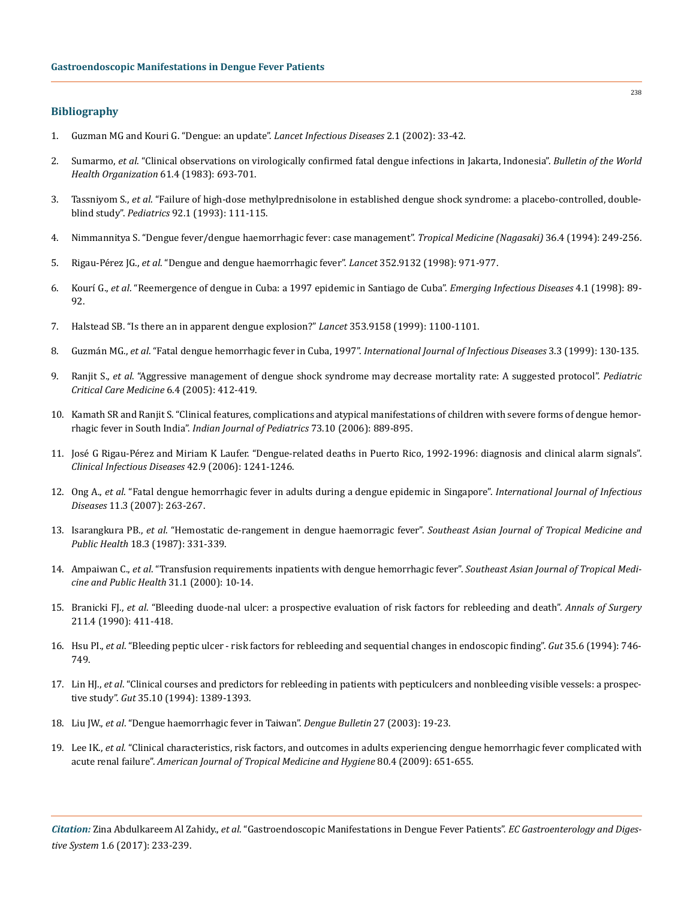## Bibliography

1. Guzman MG and Kouri G. "Dengue: an update". *Lancet Infectious Diseases* 2.1 (2002): 33-42.

2. Sumarmo, *et al*. "Clinical observations on virologically confirmed fatal dengue infections in Jakarta, Indonesia". *Bulletin of the World Health Organization* 61.4 (1983): 693-701.

3. Tassniyom S., *et al*. "Failure of high-dose methylprednisolone in established dengue shock syndrome: a placebo-controlled, double-blind study". *Pediatrics* 92.1 (1993): 111-115.

4. Nimmannitya S. "Dengue fever/dengue haemorrhagic fever: case management". *Tropical Medicine (Nagasaki)* 36.4 (1994): 249-256.

5. Rigau-Pérez JG., *et al*. "Dengue and dengue haemorrhagic fever". *Lancet* 352.9132 (1998): 971-977.

6. Kourí G., *et al*. "Reemergence of dengue in Cuba: a 1997 epidemic in Santiago de Cuba". *Emerging Infectious Diseases* 4.1 (1998): 89-92.

7. Halstead SB. "Is there an in apparent dengue explosion?" *Lancet* 353.9158 (1999): 1100-1101.

8. Guzmán MG., *et al*. "Fatal dengue hemorrhagic fever in Cuba, 1997". *International Journal of Infectious Diseases* 3.3 (1999): 130-135.

9. Ranjit S., *et al*. "Aggressive management of dengue shock syndrome may decrease mortality rate: A suggested protocol". *Pediatric Critical Care Medicine* 6.4 (2005): 412-419.

10. Kamath SR and Ranjit S. "Clinical features, complications and atypical manifestations of children with severe forms of dengue hemorrhagic fever in South India". *Indian Journal of Pediatrics* 73.10 (2006): 889-895.

11. José G Rigau-Pérez and Miriam K Laufer. "Dengue-related deaths in Puerto Rico, 1992-1996: diagnosis and clinical alarm signals". *Clinical Infectious Diseases* 42.9 (2006): 1241-1246.

12. Ong A., *et al*. "Fatal dengue hemorrhagic fever in adults during a dengue epidemic in Singapore". *International Journal of Infectious Diseases* 11.3 (2007): 263-267.

13. Isarangkura PB., *et al*. "Hemostatic de-rangement in dengue haemorragic fever". *Southeast Asian Journal of Tropical Medicine and Public Health* 18.3 (1987): 331-339.

14. Ampaiwan C., *et al*. "Transfusion requirements inpatients with dengue hemorrhagic fever". *Southeast Asian Journal of Tropical Medicine and Public Health* 31.1 (2000): 10-14.

15. Branicki FJ., *et al*. "Bleeding duode-nal ulcer: a prospective evaluation of risk factors for rebleeding and death". *Annals of Surgery* 211.4 (1990): 411-418.

16. Hsu PI., *et al*. "Bleeding peptic ulcer - risk factors for rebleeding and sequential changes in endoscopic finding". *Gut* 35.6 (1994): 746-749.

17. Lin HJ., *et al*. "Clinical courses and predictors for rebleeding in patients with pepticulcers and nonbleeding visible vessels: a prospective study". *Gut* 35.10 (1994): 1389-1393.

18. Liu JW., *et al*. "Dengue haemorrhagic fever in Taiwan". *Dengue Bulletin* 27 (2003): 19-23.

19. Lee IK., *et al*. "Clinical characteristics, risk factors, and outcomes in adults experiencing dengue hemorrhagic fever complicated with acute renal failure". *American Journal of Tropical Medicine and Hygiene* 80.4 (2009): 651-655.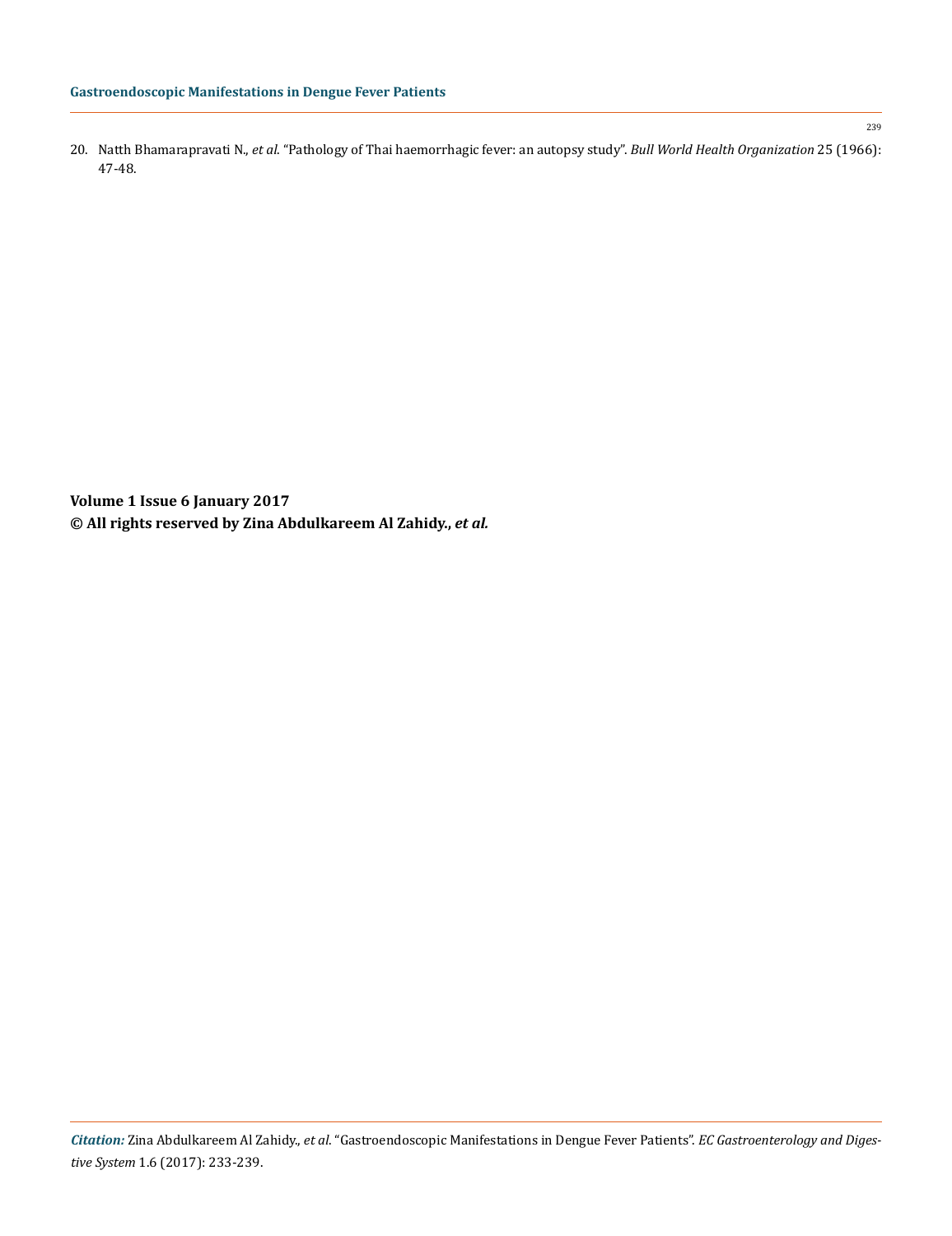20. Natth Bhamarapravati N., *et al.* "Pathology of Thai haemorrhagic fever: an autopsy study". *Bull World Health Organization* 25 (1966): 47-48.

**Volume 1 Issue 6 January 2017**
**© All rights reserved by Zina Abdulkareem Al Zahidy., *et al.***